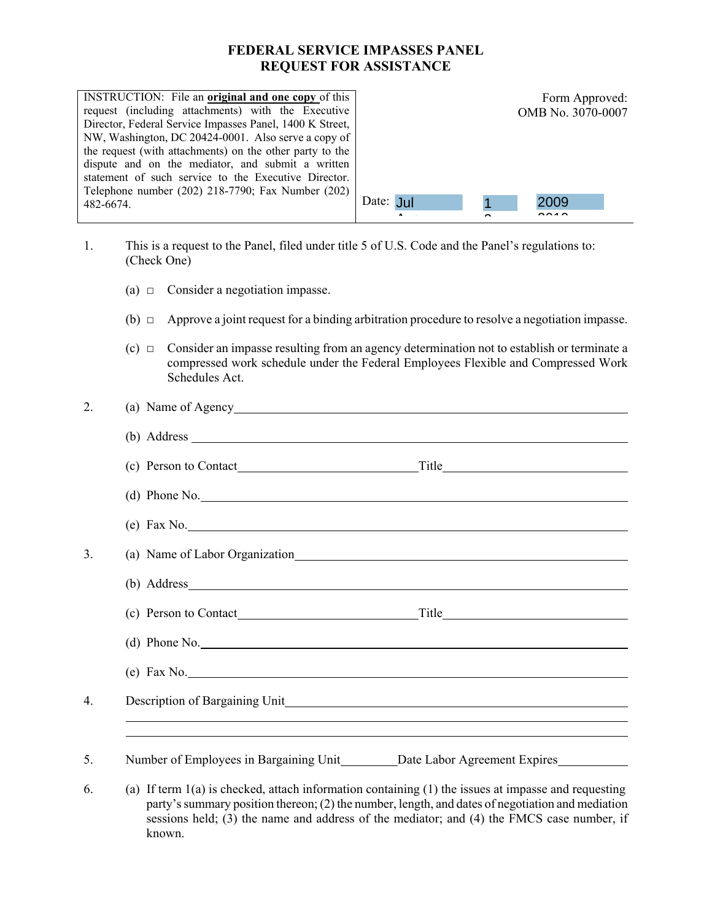# FEDERAL SERVICE IMPASSES PANEL
# REQUEST FOR ASSISTANCE

| INSTRUCTION: File an **original and one copy** of this request (including attachments) with the Executive Director, Federal Service Impasses Panel, 1400 K Street, NW, Washington, DC 20424-0001. Also serve a copy of the request (with attachments) on the other party to the dispute and on the mediator, and submit a written statement of such service to the Executive Director. Telephone number (202) 218-7790; Fax Number (202) 482-6674. | Form Approved: OMB No. 3070-0007<br><br>Date: Jul 1 2009 |
|---|---|

1. This is a request to the Panel, filed under title 5 of U.S. Code and the Panel's regulations to: (Check One)

   (a) ☐ Consider a negotiation impasse.

   (b) ☐ Approve a joint request for a binding arbitration procedure to resolve a negotiation impasse.

   (c) ☐ Consider an impasse resulting from an agency determination not to establish or terminate a compressed work schedule under the Federal Employees Flexible and Compressed Work Schedules Act.

2. (a) Name of Agency ______________________

   (b) Address ______________________

   (c) Person to Contact ______________________ Title ______________________

   (d) Phone No. ______________________

   (e) Fax No. ______________________

3. (a) Name of Labor Organization ______________________

   (b) Address ______________________

   (c) Person to Contact ______________________ Title ______________________

   (d) Phone No. ______________________

   (e) Fax No. ______________________

4. Description of Bargaining Unit ______________________

   ______________________

   ______________________

5. Number of Employees in Bargaining Unit __________ Date Labor Agreement Expires __________

6. (a) If term 1(a) is checked, attach information containing (1) the issues at impasse and requesting party's summary position thereon; (2) the number, length, and dates of negotiation and mediation sessions held; (3) the name and address of the mediator; and (4) the FMCS case number, if known.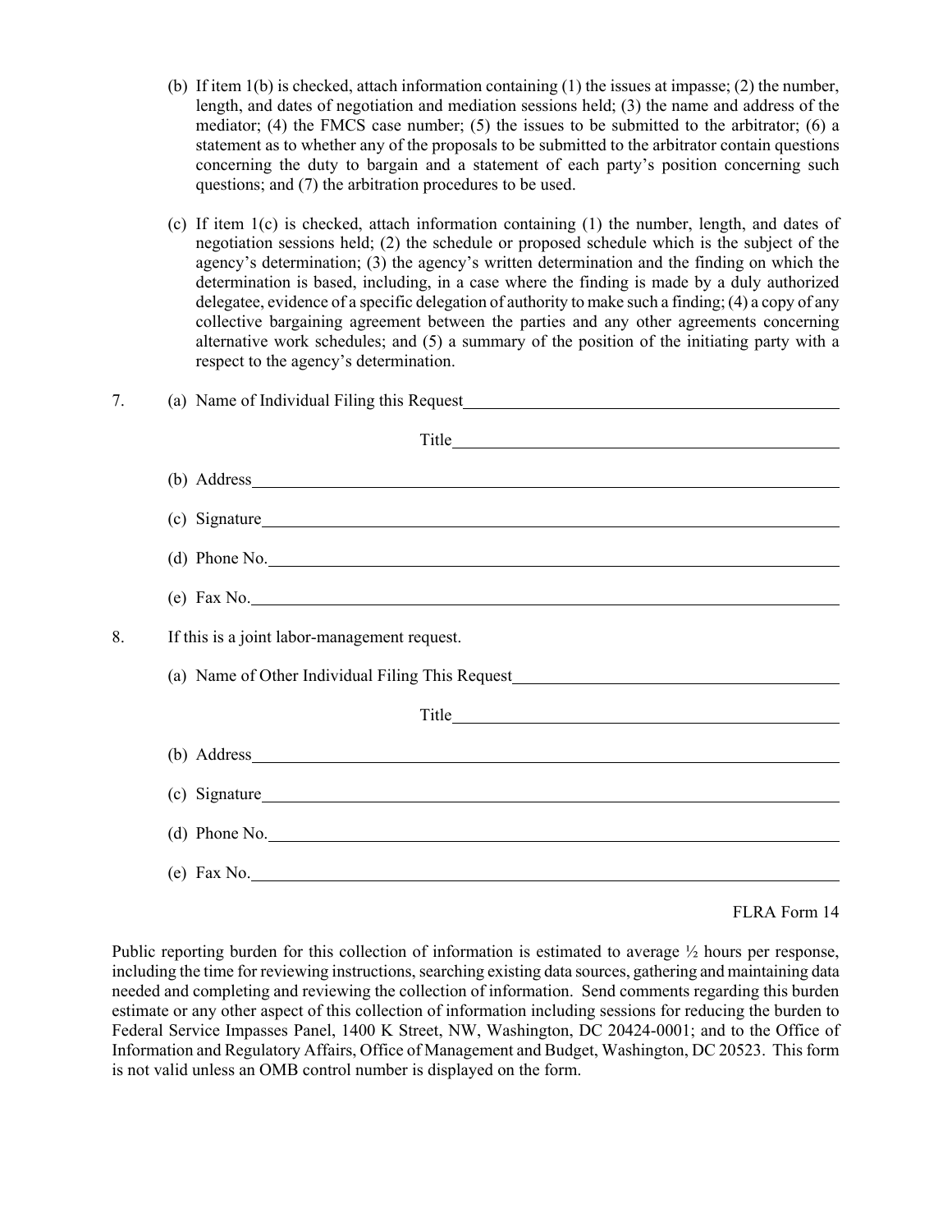(b) If item 1(b) is checked, attach information containing (1) the issues at impasse; (2) the number, length, and dates of negotiation and mediation sessions held; (3) the name and address of the mediator; (4) the FMCS case number; (5) the issues to be submitted to the arbitrator; (6) a statement as to whether any of the proposals to be submitted to the arbitrator contain questions concerning the duty to bargain and a statement of each party's position concerning such questions; and (7) the arbitration procedures to be used.

(c) If item 1(c) is checked, attach information containing (1) the number, length, and dates of negotiation sessions held; (2) the schedule or proposed schedule which is the subject of the agency's determination; (3) the agency's written determination and the finding on which the determination is based, including, in a case where the finding is made by a duly authorized delegatee, evidence of a specific delegation of authority to make such a finding; (4) a copy of any collective bargaining agreement between the parties and any other agreements concerning alternative work schedules; and (5) a summary of the position of the initiating party with a respect to the agency's determination.

7. (a) Name of Individual Filing this Request\_\_\_\_\_\_\_\_\_\_\_\_\_\_\_\_\_\_\_\_\_\_\_\_\_\_\_\_\_\_

Title\_\_\_\_\_\_\_\_\_\_\_\_\_\_\_\_\_\_\_\_\_\_\_\_\_\_\_\_\_\_

(b) Address\_\_\_\_\_\_\_\_\_\_\_\_\_\_\_\_\_\_\_\_\_\_\_\_\_\_\_\_\_\_

(c) Signature\_\_\_\_\_\_\_\_\_\_\_\_\_\_\_\_\_\_\_\_\_\_\_\_\_\_\_\_\_\_

(d) Phone No.\_\_\_\_\_\_\_\_\_\_\_\_\_\_\_\_\_\_\_\_\_\_\_\_\_\_\_\_\_\_

(e) Fax No.\_\_\_\_\_\_\_\_\_\_\_\_\_\_\_\_\_\_\_\_\_\_\_\_\_\_\_\_\_\_

8. If this is a joint labor-management request.

(a) Name of Other Individual Filing This Request\_\_\_\_\_\_\_\_\_\_\_\_\_\_\_\_\_\_\_\_\_\_\_\_\_\_\_\_\_\_

Title\_\_\_\_\_\_\_\_\_\_\_\_\_\_\_\_\_\_\_\_\_\_\_\_\_\_\_\_\_\_

(b) Address\_\_\_\_\_\_\_\_\_\_\_\_\_\_\_\_\_\_\_\_\_\_\_\_\_\_\_\_\_\_

(c) Signature\_\_\_\_\_\_\_\_\_\_\_\_\_\_\_\_\_\_\_\_\_\_\_\_\_\_\_\_\_\_

(d) Phone No.\_\_\_\_\_\_\_\_\_\_\_\_\_\_\_\_\_\_\_\_\_\_\_\_\_\_\_\_\_\_

(e) Fax No.\_\_\_\_\_\_\_\_\_\_\_\_\_\_\_\_\_\_\_\_\_\_\_\_\_\_\_\_\_\_

FLRA Form 14

Public reporting burden for this collection of information is estimated to average ½ hours per response, including the time for reviewing instructions, searching existing data sources, gathering and maintaining data needed and completing and reviewing the collection of information. Send comments regarding this burden estimate or any other aspect of this collection of information including sessions for reducing the burden to Federal Service Impasses Panel, 1400 K Street, NW, Washington, DC 20424-0001; and to the Office of Information and Regulatory Affairs, Office of Management and Budget, Washington, DC 20523. This form is not valid unless an OMB control number is displayed on the form.